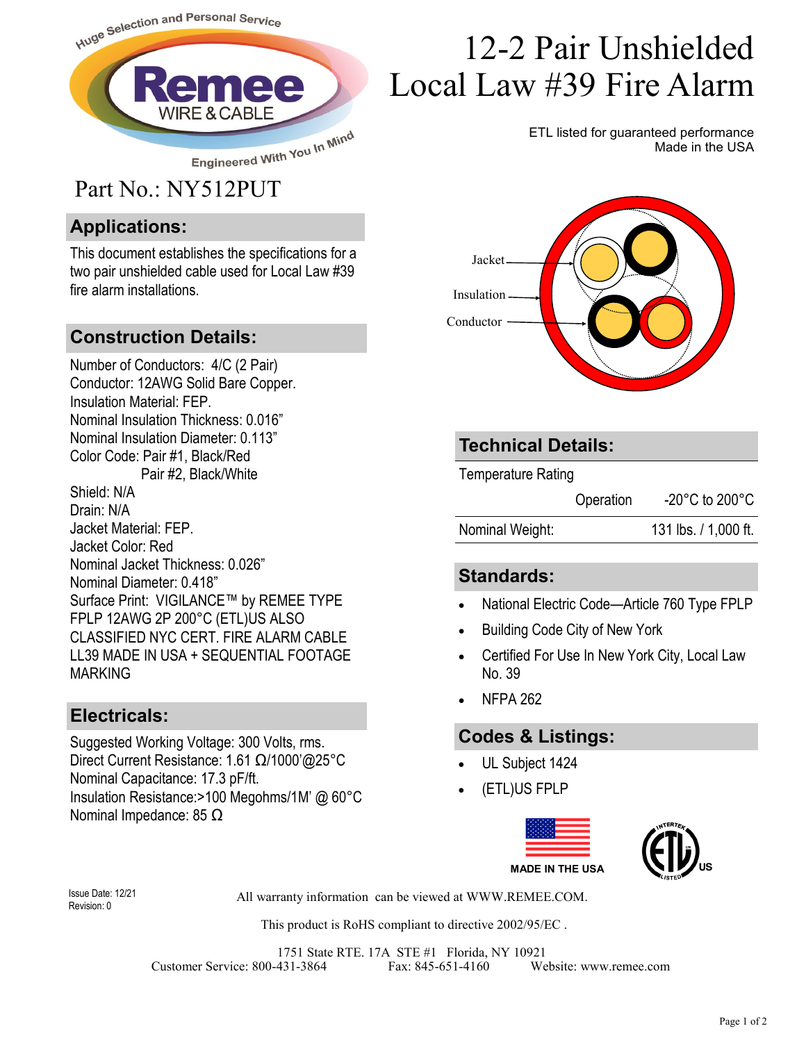# 12-2 Pair Unshielded Local Law #39 Fire Alarm

ETL listed for guaranteed performance
Made in the USA

Part No.: NY512PUT

## Applications:

This document establishes the specifications for a two pair unshielded cable used for Local Law #39 fire alarm installations.

## Construction Details:

Number of Conductors: 4/C (2 Pair)
Conductor: 12AWG Solid Bare Copper.
Insulation Material: FEP.
Nominal Insulation Thickness: 0.016”
Nominal Insulation Diameter: 0.113”
Color Code: Pair #1, Black/Red
Pair #2, Black/White
Shield: N/A
Drain: N/A
Jacket Material: FEP.
Jacket Color: Red
Nominal Jacket Thickness: 0.026”
Nominal Diameter: 0.418”
Surface Print: VIGILANCE™ by REMEE TYPE FPLP 12AWG 2P 200°C (ETL)US ALSO CLASSIFIED NYC CERT. FIRE ALARM CABLE LL39 MADE IN USA + SEQUENTIAL FOOTAGE MARKING

## Electricals:

Suggested Working Voltage: 300 Volts, rms.
Direct Current Resistance: 1.61 Ω/1000’@25°C
Nominal Capacitance: 17.3 pF/ft.
Insulation Resistance:>100 Megohms/1M’ @ 60°C
Nominal Impedance: 85 Ω

Jacket
Insulation
Conductor

## Technical Details:

| Temperature Rating | | |
|---|---|---|
| | Operation | -20°C to 200°C |
| Nominal Weight: | | 131 lbs. / 1,000 ft. |

## Standards:

- National Electric Code—Article 760 Type FPLP
- Building Code City of New York
- Certified For Use In New York City, Local Law No. 39
- NFPA 262

## Codes & Listings:

- UL Subject 1424
- (ETL)US FPLP

MADE IN THE USA

Issue Date: 12/21
Revision: 0

All warranty information can be viewed at WWW.REMEE.COM.

This product is RoHS compliant to directive 2002/95/EC .

1751 State RTE. 17A STE #1 Florida, NY 10921
Customer Service: 800-431-3864 Fax: 845-651-4160 Website: www.remee.com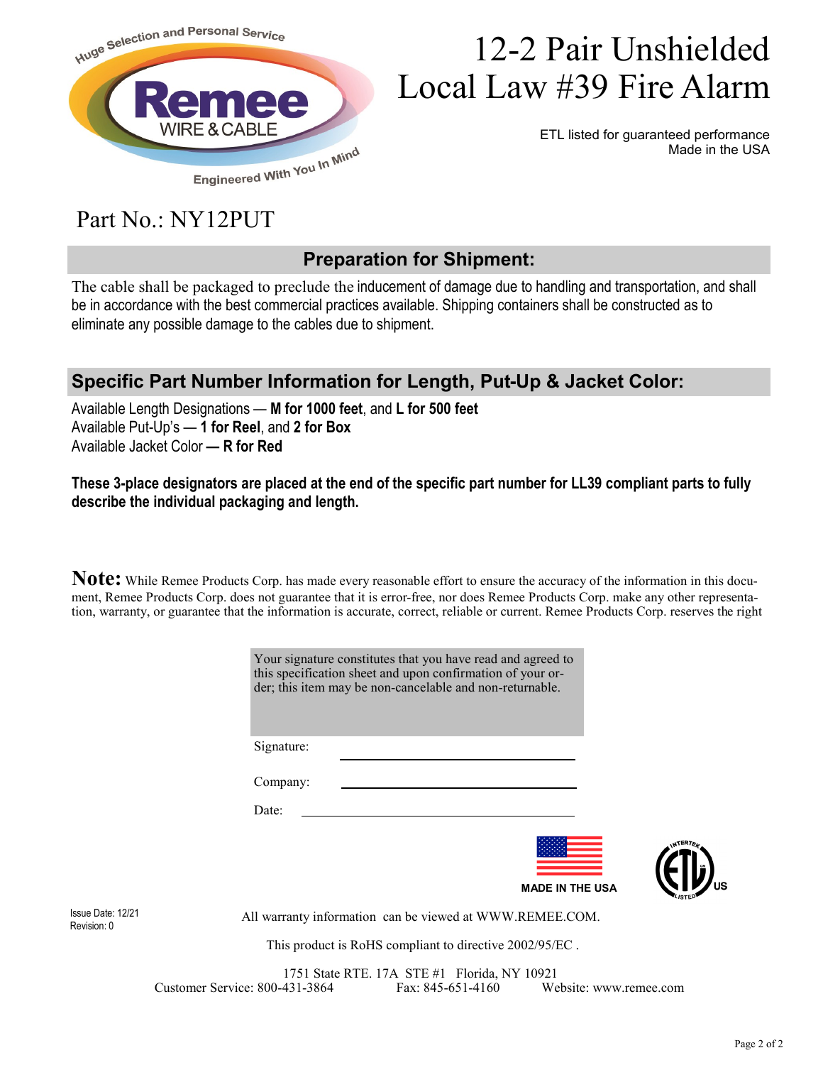Huge Selection and Personal Service

Remee WIRE & CABLE

Engineered With You In Mind

# 12-2 Pair Unshielded Local Law #39 Fire Alarm

ETL listed for guaranteed performance
Made in the USA

## Part No.: NY12PUT

## Preparation for Shipment:

The cable shall be packaged to preclude the inducement of damage due to handling and transportation, and shall be in accordance with the best commercial practices available. Shipping containers shall be constructed as to eliminate any possible damage to the cables due to shipment.

## Specific Part Number Information for Length, Put-Up & Jacket Color:

Available Length Designations — **M for 1000 feet**, and **L for 500 feet**
Available Put-Up's — **1 for Reel**, and **2 for Box**
Available Jacket Color **— R for Red**

**These 3-place designators are placed at the end of the specific part number for LL39 compliant parts to fully describe the individual packaging and length.**

**Note:** While Remee Products Corp. has made every reasonable effort to ensure the accuracy of the information in this document, Remee Products Corp. does not guarantee that it is error-free, nor does Remee Products Corp. make any other representation, warranty, or guarantee that the information is accurate, correct, reliable or current. Remee Products Corp. reserves the right

Your signature constitutes that you have read and agreed to this specification sheet and upon confirmation of your order; this item may be non-cancelable and non-returnable.

Signature: ______________________

Company: ______________________

Date: ______________________

MADE IN THE USA

INTERTEK ETL LISTED US

Issue Date: 12/21
Revision: 0

All warranty information can be viewed at WWW.REMEE.COM.

This product is RoHS compliant to directive 2002/95/EC .

1751 State RTE. 17A STE #1 Florida, NY 10921
Customer Service: 800-431-3864 Fax: 845-651-4160 Website: www.remee.com